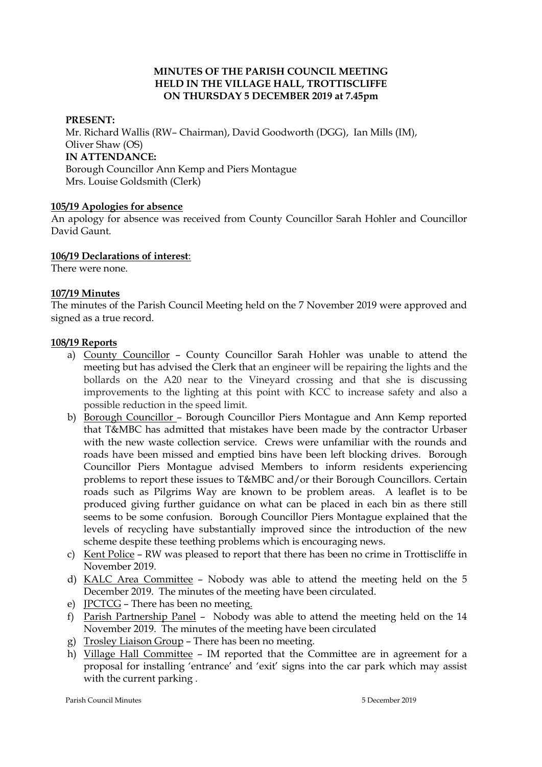**MINUTES OF THE PARISH COUNCIL MEETING**
**HELD IN THE VILLAGE HALL, TROTTISCLIFFE**
**ON THURSDAY 5 DECEMBER 2019 at 7.45pm**

**PRESENT:**
Mr. Richard Wallis (RW– Chairman), David Goodworth (DGG), Ian Mills (IM), Oliver Shaw (OS)
**IN ATTENDANCE:**
Borough Councillor Ann Kemp and Piers Montague
Mrs. Louise Goldsmith (Clerk)

**105/19 Apologies for absence**

An apology for absence was received from County Councillor Sarah Hohler and Councillor David Gaunt.

**106/19 Declarations of interest**:

There were none.

**107/19 Minutes**

The minutes of the Parish Council Meeting held on the 7 November 2019 were approved and signed as a true record.

**108/19 Reports**

a) County Councillor – County Councillor Sarah Hohler was unable to attend the meeting but has advised the Clerk that an engineer will be repairing the lights and the bollards on the A20 near to the Vineyard crossing and that she is discussing improvements to the lighting at this point with KCC to increase safety and also a possible reduction in the speed limit.

b) Borough Councillor – Borough Councillor Piers Montague and Ann Kemp reported that T&MBC has admitted that mistakes have been made by the contractor Urbaser with the new waste collection service. Crews were unfamiliar with the rounds and roads have been missed and emptied bins have been left blocking drives. Borough Councillor Piers Montague advised Members to inform residents experiencing problems to report these issues to T&MBC and/or their Borough Councillors. Certain roads such as Pilgrims Way are known to be problem areas. A leaflet is to be produced giving further guidance on what can be placed in each bin as there still seems to be some confusion. Borough Councillor Piers Montague explained that the levels of recycling have substantially improved since the introduction of the new scheme despite these teething problems which is encouraging news.

c) Kent Police – RW was pleased to report that there has been no crime in Trottiscliffe in November 2019.

d) KALC Area Committee – Nobody was able to attend the meeting held on the 5 December 2019. The minutes of the meeting have been circulated.

e) JPCTCG – There has been no meeting.

f) Parish Partnership Panel – Nobody was able to attend the meeting held on the 14 November 2019. The minutes of the meeting have been circulated

g) Trosley Liaison Group – There has been no meeting.

h) Village Hall Committee – IM reported that the Committee are in agreement for a proposal for installing 'entrance' and 'exit' signs into the car park which may assist with the current parking .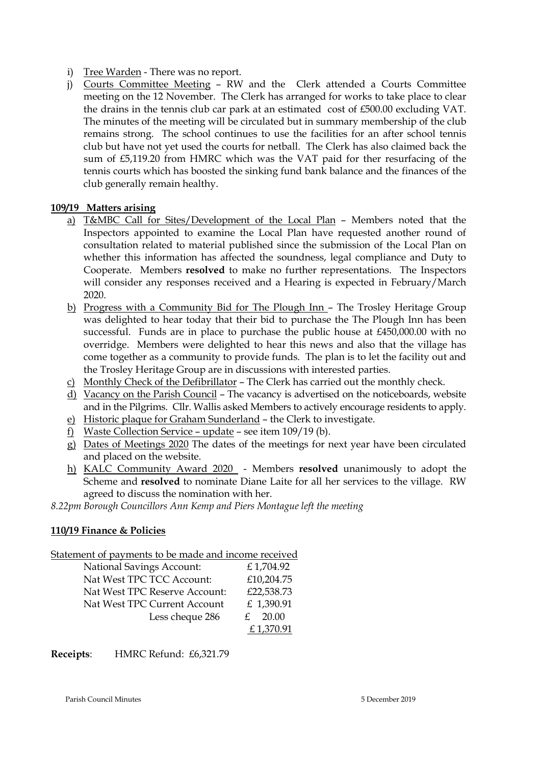i) Tree Warden - There was no report.
j) Courts Committee Meeting – RW and the Clerk attended a Courts Committee meeting on the 12 November. The Clerk has arranged for works to take place to clear the drains in the tennis club car park at an estimated cost of £500.00 excluding VAT. The minutes of the meeting will be circulated but in summary membership of the club remains strong. The school continues to use the facilities for an after school tennis club but have not yet used the courts for netball. The Clerk has also claimed back the sum of £5,119.20 from HMRC which was the VAT paid for ther resurfacing of the tennis courts which has boosted the sinking fund bank balance and the finances of the club generally remain healthy.

**109/19 Matters arising**

a) T&MBC Call for Sites/Development of the Local Plan – Members noted that the Inspectors appointed to examine the Local Plan have requested another round of consultation related to material published since the submission of the Local Plan on whether this information has affected the soundness, legal compliance and Duty to Cooperate. Members **resolved** to make no further representations. The Inspectors will consider any responses received and a Hearing is expected in February/March 2020.
b) Progress with a Community Bid for The Plough Inn – The Trosley Heritage Group was delighted to hear today that their bid to purchase the The Plough Inn has been successful. Funds are in place to purchase the public house at £450,000.00 with no overridge. Members were delighted to hear this news and also that the village has come together as a community to provide funds. The plan is to let the facility out and the Trosley Heritage Group are in discussions with interested parties.
c) Monthly Check of the Defibrillator – The Clerk has carried out the monthly check.
d) Vacancy on the Parish Council – The vacancy is advertised on the noticeboards, website and in the Pilgrims. Cllr. Wallis asked Members to actively encourage residents to apply.
e) Historic plaque for Graham Sunderland – the Clerk to investigate.
f) Waste Collection Service – update – see item 109/19 (b).
g) Dates of Meetings 2020 The dates of the meetings for next year have been circulated and placed on the website.
h) KALC Community Award 2020 - Members **resolved** unanimously to adopt the Scheme and **resolved** to nominate Diane Laite for all her services to the village. RW agreed to discuss the nomination with her.

*8.22pm Borough Councillors Ann Kemp and Piers Montague left the meeting*

**110/19 Finance & Policies**

Statement of payments to be made and income received

| | |
|---|---|
| National Savings Account: | £ 1,704.92 |
| Nat West TPC TCC Account: | £10,204.75 |
| Nat West TPC Reserve Account: | £22,538.73 |
| Nat West TPC Current Account | £ 1,390.91 |
| Less cheque 286 | £ 20.00 |
| | £ 1,370.91 |

**Receipts**: HMRC Refund: £6,321.79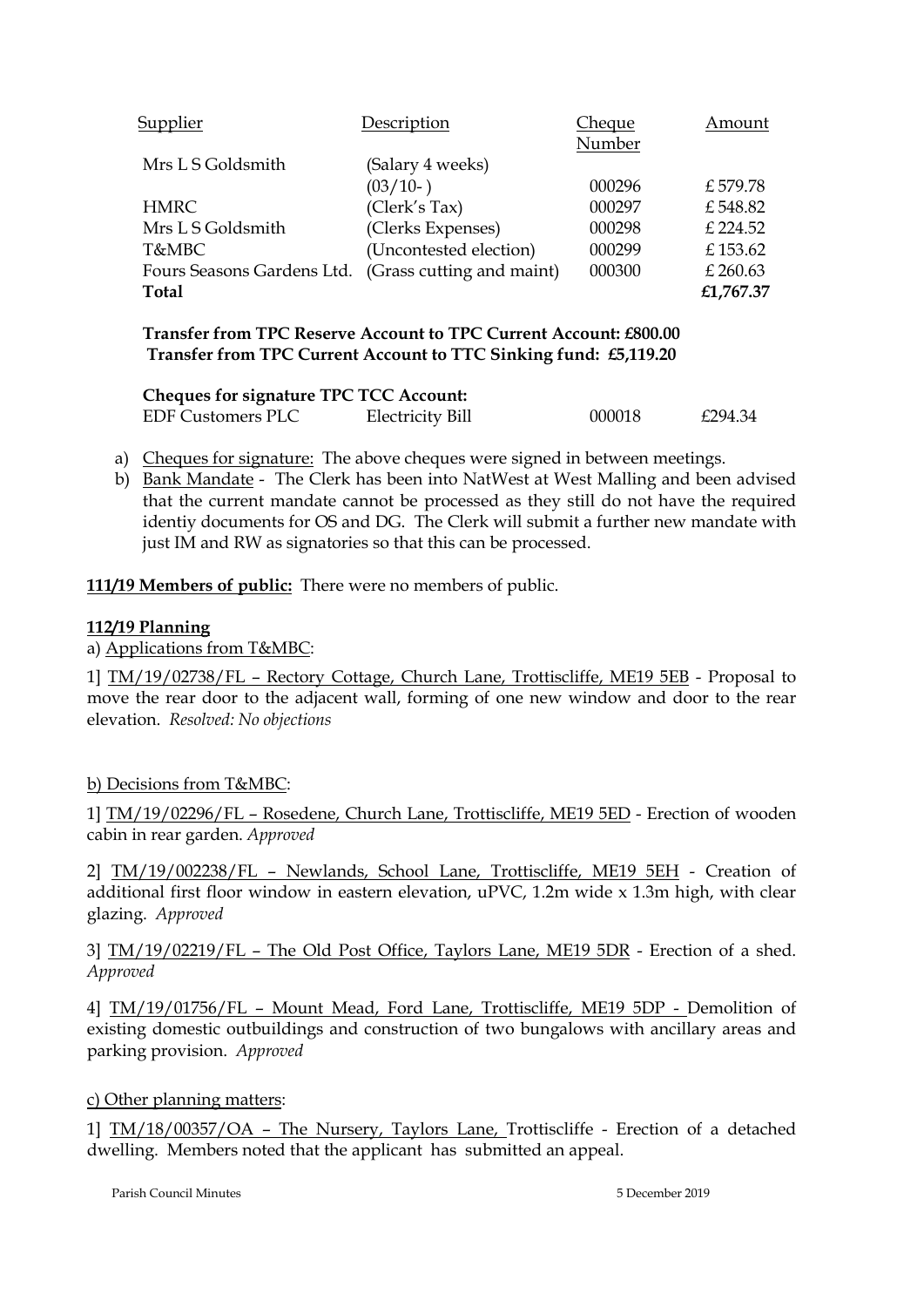| Supplier | Description | Cheque Number | Amount |
|---|---|---|---|
| Mrs L S Goldsmith | (Salary 4 weeks) (03/10- ) | 000296 | £ 579.78 |
| HMRC | (Clerk's Tax) | 000297 | £ 548.82 |
| Mrs L S Goldsmith | (Clerks Expenses) | 000298 | £ 224.52 |
| T&MBC | (Uncontested election) | 000299 | £ 153.62 |
| Fours Seasons Gardens Ltd. | (Grass cutting and maint) | 000300 | £ 260.63 |
| **Total** | | | **£1,767.37** |

**Transfer from TPC Reserve Account to TPC Current Account: £800.00**
**Transfer from TPC Current Account to TTC Sinking fund: £5,119.20**

**Cheques for signature TPC TCC Account:**

| | | | |
|---|---|---|---|
| EDF Customers PLC | Electricity Bill | 000018 | £294.34 |

a) Cheques for signature: The above cheques were signed in between meetings.
b) Bank Mandate - The Clerk has been into NatWest at West Malling and been advised that the current mandate cannot be processed as they still do not have the required identiy documents for OS and DG. The Clerk will submit a further new mandate with just IM and RW as signatories so that this can be processed.

**111/19 Members of public:** There were no members of public.

**112/19 Planning**

a) Applications from T&MBC:

1] TM/19/02738/FL – Rectory Cottage, Church Lane, Trottiscliffe, ME19 5EB - Proposal to move the rear door to the adjacent wall, forming of one new window and door to the rear elevation. *Resolved: No objections*

b) Decisions from T&MBC:

1] TM/19/02296/FL – Rosedene, Church Lane, Trottiscliffe, ME19 5ED - Erection of wooden cabin in rear garden. *Approved*

2] TM/19/002238/FL – Newlands, School Lane, Trottiscliffe, ME19 5EH - Creation of additional first floor window in eastern elevation, uPVC, 1.2m wide x 1.3m high, with clear glazing. *Approved*

3] TM/19/02219/FL – The Old Post Office, Taylors Lane, ME19 5DR - Erection of a shed. *Approved*

4] TM/19/01756/FL – Mount Mead, Ford Lane, Trottiscliffe, ME19 5DP - Demolition of existing domestic outbuildings and construction of two bungalows with ancillary areas and parking provision. *Approved*

c) Other planning matters:

1] TM/18/00357/OA – The Nursery, Taylors Lane, Trottiscliffe - Erection of a detached dwelling. Members noted that the applicant has submitted an appeal.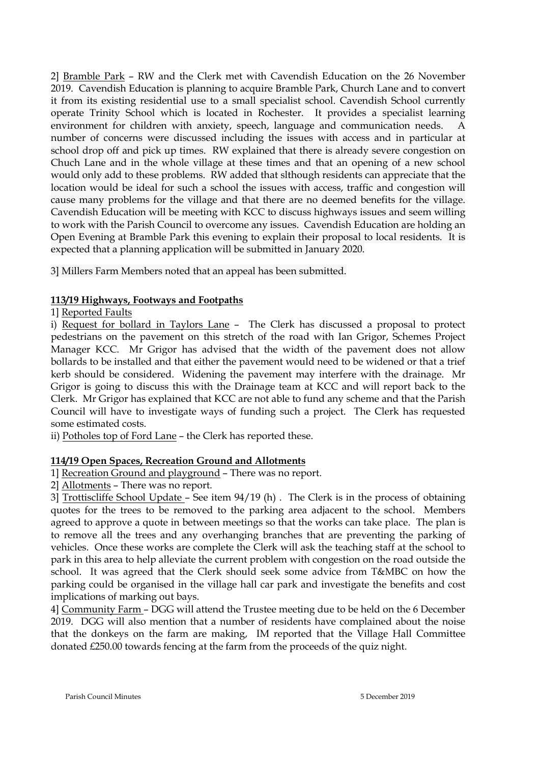2] Bramble Park – RW and the Clerk met with Cavendish Education on the 26 November 2019. Cavendish Education is planning to acquire Bramble Park, Church Lane and to convert it from its existing residential use to a small specialist school. Cavendish School currently operate Trinity School which is located in Rochester. It provides a specialist learning environment for children with anxiety, speech, language and communication needs. A number of concerns were discussed including the issues with access and in particular at school drop off and pick up times. RW explained that there is already severe congestion on Chuch Lane and in the whole village at these times and that an opening of a new school would only add to these problems. RW added that slthough residents can appreciate that the location would be ideal for such a school the issues with access, traffic and congestion will cause many problems for the village and that there are no deemed benefits for the village. Cavendish Education will be meeting with KCC to discuss highways issues and seem willing to work with the Parish Council to overcome any issues. Cavendish Education are holding an Open Evening at Bramble Park this evening to explain their proposal to local residents. It is expected that a planning application will be submitted in January 2020.

3] Millers Farm Members noted that an appeal has been submitted.

**113/19 Highways, Footways and Footpaths**

1] Reported Faults

i) Request for bollard in Taylors Lane – The Clerk has discussed a proposal to protect pedestrians on the pavement on this stretch of the road with Ian Grigor, Schemes Project Manager KCC. Mr Grigor has advised that the width of the pavement does not allow bollards to be installed and that either the pavement would need to be widened or that a trief kerb should be considered. Widening the pavement may interfere with the drainage. Mr Grigor is going to discuss this with the Drainage team at KCC and will report back to the Clerk. Mr Grigor has explained that KCC are not able to fund any scheme and that the Parish Council will have to investigate ways of funding such a project. The Clerk has requested some estimated costs.

ii) Potholes top of Ford Lane – the Clerk has reported these.

**114/19 Open Spaces, Recreation Ground and Allotments**

1] Recreation Ground and playground – There was no report.

2] Allotments – There was no report.

3] Trottiscliffe School Update – See item 94/19 (h) . The Clerk is in the process of obtaining quotes for the trees to be removed to the parking area adjacent to the school. Members agreed to approve a quote in between meetings so that the works can take place. The plan is to remove all the trees and any overhanging branches that are preventing the parking of vehicles. Once these works are complete the Clerk will ask the teaching staff at the school to park in this area to help alleviate the current problem with congestion on the road outside the school. It was agreed that the Clerk should seek some advice from T&MBC on how the parking could be organised in the village hall car park and investigate the benefits and cost implications of marking out bays.

4] Community Farm – DGG will attend the Trustee meeting due to be held on the 6 December 2019. DGG will also mention that a number of residents have complained about the noise that the donkeys on the farm are making, IM reported that the Village Hall Committee donated £250.00 towards fencing at the farm from the proceeds of the quiz night.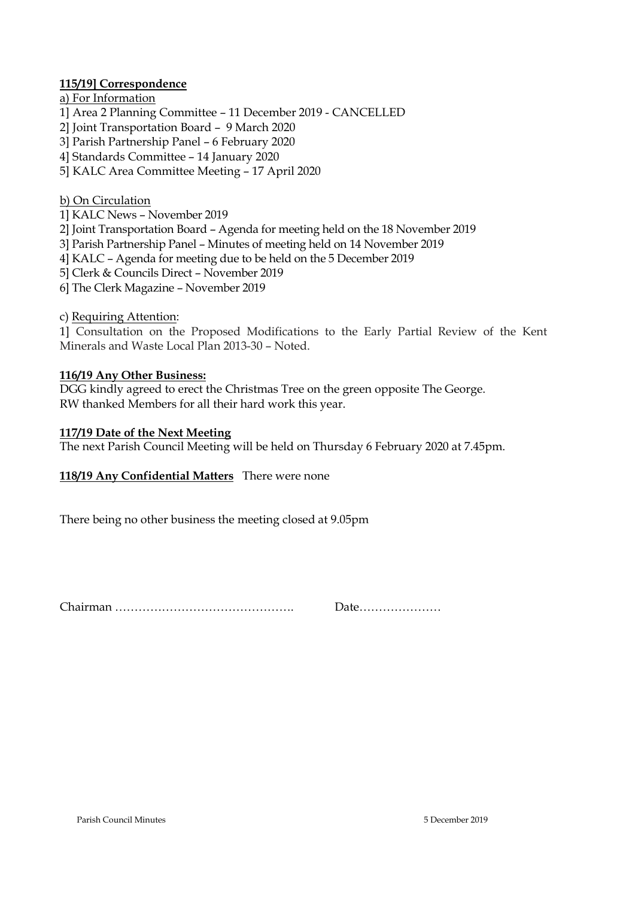**115/19] Correspondence**

a) For Information

1] Area 2 Planning Committee – 11 December 2019 - CANCELLED
2] Joint Transportation Board – 9 March 2020
3] Parish Partnership Panel – 6 February 2020
4] Standards Committee – 14 January 2020
5] KALC Area Committee Meeting – 17 April 2020

b) On Circulation

1] KALC News – November 2019
2] Joint Transportation Board – Agenda for meeting held on the 18 November 2019
3] Parish Partnership Panel – Minutes of meeting held on 14 November 2019
4] KALC – Agenda for meeting due to be held on the 5 December 2019
5] Clerk & Councils Direct – November 2019
6] The Clerk Magazine – November 2019

c) Requiring Attention:

1] Consultation on the Proposed Modifications to the Early Partial Review of the Kent Minerals and Waste Local Plan 2013-30 – Noted.

**116/19 Any Other Business:**

DGG kindly agreed to erect the Christmas Tree on the green opposite The George.
RW thanked Members for all their hard work this year.

**117/19 Date of the Next Meeting**

The next Parish Council Meeting will be held on Thursday 6 February 2020 at 7.45pm.

**118/19 Any Confidential Matters** There were none

There being no other business the meeting closed at 9.05pm

Chairman ………………………………………. Date…………………